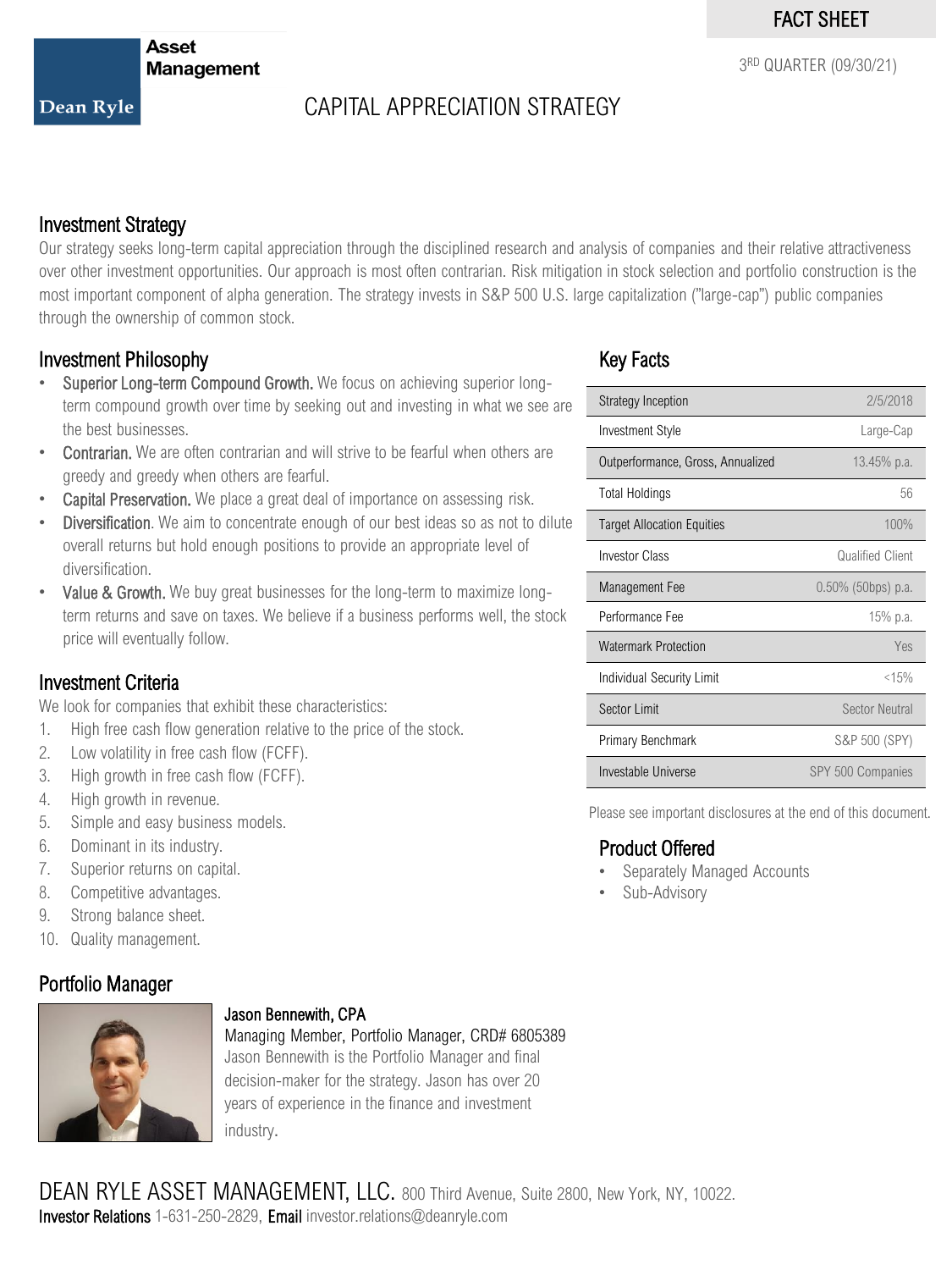FACT SHEET

3RD QUARTER (09/30/21)

Asset Management

Dean Ryle

# CAPITAL APPRECIATION STRATEGY

## Investment Strategy

Our strategy seeks long-term capital appreciation through the disciplined research and analysis of companies and their relative attractiveness over other investment opportunities. Our approach is most often contrarian. Risk mitigation in stock selection and portfolio construction is the most important component of alpha generation. The strategy invests in S&P 500 U.S. large capitalization ("large-cap") public companies through the ownership of common stock.

## Investment Philosophy

- **Superior Long-term Compound Growth.** We focus on achieving superior long-term compound growth over time by seeking out and investing in what we see are the best businesses.
- **Contrarian.** We are often contrarian and will strive to be fearful when others are greedy and greedy when others are fearful.
- **Capital Preservation.** We place a great deal of importance on assessing risk.
- **Diversification**. We aim to concentrate enough of our best ideas so as not to dilute overall returns but hold enough positions to provide an appropriate level of diversification.
- **Value & Growth.** We buy great businesses for the long-term to maximize long-term returns and save on taxes. We believe if a business performs well, the stock price will eventually follow.

## Investment Criteria

We look for companies that exhibit these characteristics:

1. High free cash flow generation relative to the price of the stock.
2. Low volatility in free cash flow (FCFF).
3. High growth in free cash flow (FCFF).
4. High growth in revenue.
5. Simple and easy business models.
6. Dominant in its industry.
7. Superior returns on capital.
8. Competitive advantages.
9. Strong balance sheet.
10. Quality management.

## Key Facts

| | |
|---|---|
| Strategy Inception | 2/5/2018 |
| Investment Style | Large-Cap |
| Outperformance, Gross, Annualized | 13.45% p.a. |
| Total Holdings | 56 |
| Target Allocation Equities | 100% |
| Investor Class | Qualified Client |
| Management Fee | 0.50% (50bps) p.a. |
| Performance Fee | 15% p.a. |
| Watermark Protection | Yes |
| Individual Security Limit | <15% |
| Sector Limit | Sector Neutral |
| Primary Benchmark | S&P 500 (SPY) |
| Investable Universe | SPY 500 Companies |

Please see important disclosures at the end of this document.

## Product Offered

- Separately Managed Accounts
- Sub-Advisory

## Portfolio Manager

**Jason Bennewith, CPA**
Managing Member, Portfolio Manager, CRD# 6805389

Jason Bennewith is the Portfolio Manager and final decision-maker for the strategy. Jason has over 20 years of experience in the finance and investment industry.

DEAN RYLE ASSET MANAGEMENT, LLC. 800 Third Avenue, Suite 2800, New York, NY, 10022.
**Investor Relations** 1-631-250-2829, **Email** investor.relations@deanryle.com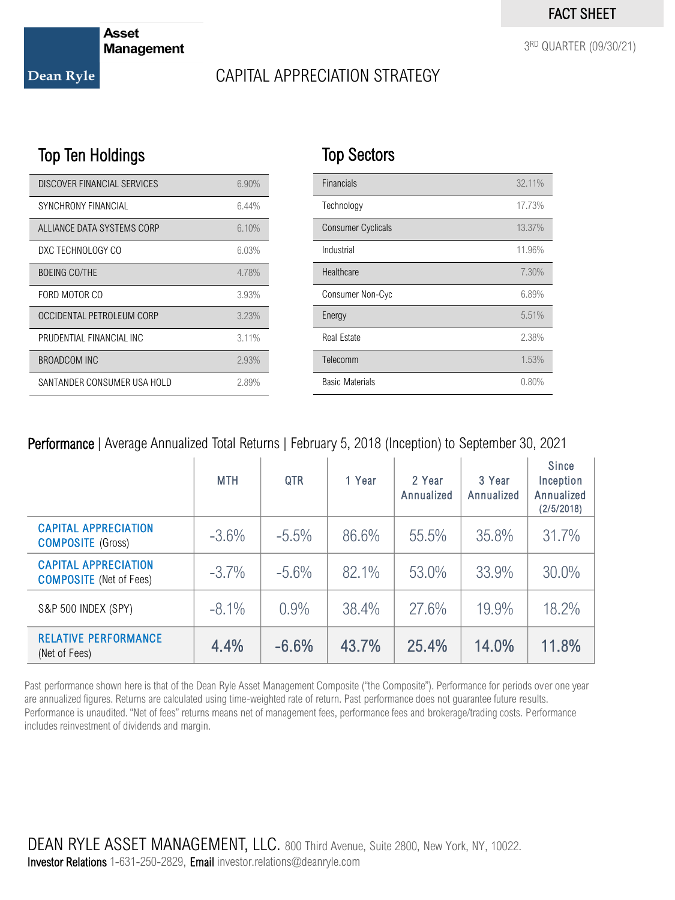FACT SHEET

3RD QUARTER (09/30/21)

Asset Management

Dean Ryle

# CAPITAL APPRECIATION STRATEGY

## Top Ten Holdings

| | |
|---|---|
| DISCOVER FINANCIAL SERVICES | 6.90% |
| SYNCHRONY FINANCIAL | 6.44% |
| ALLIANCE DATA SYSTEMS CORP | 6.10% |
| DXC TECHNOLOGY CO | 6.03% |
| BOEING CO/THE | 4.78% |
| FORD MOTOR CO | 3.93% |
| OCCIDENTAL PETROLEUM CORP | 3.23% |
| PRUDENTIAL FINANCIAL INC | 3.11% |
| BROADCOM INC | 2.93% |
| SANTANDER CONSUMER USA HOLD | 2.89% |

## Top Sectors

| | |
|---|---|
| Financials | 32.11% |
| Technology | 17.73% |
| Consumer Cyclicals | 13.37% |
| Industrial | 11.96% |
| Healthcare | 7.30% |
| Consumer Non-Cyc | 6.89% |
| Energy | 5.51% |
| Real Estate | 2.38% |
| Telecomm | 1.53% |
| Basic Materials | 0.80% |

## Performance | Average Annualized Total Returns | February 5, 2018 (Inception) to September 30, 2021

| | MTH | QTR | 1 Year | 2 Year Annualized | 3 Year Annualized | Since Inception Annualized (2/5/2018) |
|---|---|---|---|---|---|---|
| CAPITAL APPRECIATION COMPOSITE (Gross) | -3.6% | -5.5% | 86.6% | 55.5% | 35.8% | 31.7% |
| CAPITAL APPRECIATION COMPOSITE (Net of Fees) | -3.7% | -5.6% | 82.1% | 53.0% | 33.9% | 30.0% |
| S&P 500 INDEX (SPY) | -8.1% | 0.9% | 38.4% | 27.6% | 19.9% | 18.2% |
| RELATIVE PERFORMANCE (Net of Fees) | **4.4%** | **-6.6%** | **43.7%** | **25.4%** | **14.0%** | **11.8%** |

Past performance shown here is that of the Dean Ryle Asset Management Composite ("the Composite"). Performance for periods over one year are annualized figures. Returns are calculated using time-weighted rate of return. Past performance does not guarantee future results. Performance is unaudited. "Net of fees" returns means net of management fees, performance fees and brokerage/trading costs. Performance includes reinvestment of dividends and margin.

DEAN RYLE ASSET MANAGEMENT, LLC. 800 Third Avenue, Suite 2800, New York, NY, 10022.
**Investor Relations** 1-631-250-2829, **Email** investor.relations@deanryle.com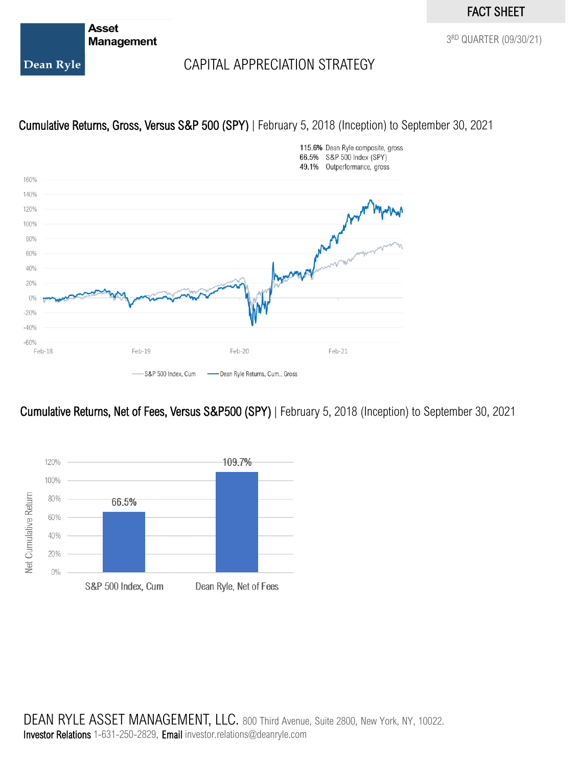FACT SHEET

3RD QUARTER (09/30/21)

Asset Management

Dean Ryle

# CAPITAL APPRECIATION STRATEGY

## Cumulative Returns, Gross, Versus S&P 500 (SPY) | February 5, 2018 (Inception) to September 30, 2021

115.6% Dean Ryle composite, gross
66.5% S&P 500 Index (SPY)
49.1% Outperformance, gross

S&P 500 Index, Cum — Dean Ryle Returns, Cum., Gross

## Cumulative Returns, Net of Fees, Versus S&P500 (SPY) | February 5, 2018 (Inception) to September 30, 2021

| | Net Cumulative Return |
|---|---|
| S&P 500 Index, Cum | 66.5% |
| Dean Ryle, Net of Fees | 109.7% |

DEAN RYLE ASSET MANAGEMENT, LLC. 800 Third Avenue, Suite 2800, New York, NY, 10022.
**Investor Relations** 1-631-250-2829, **Email** investor.relations@deanryle.com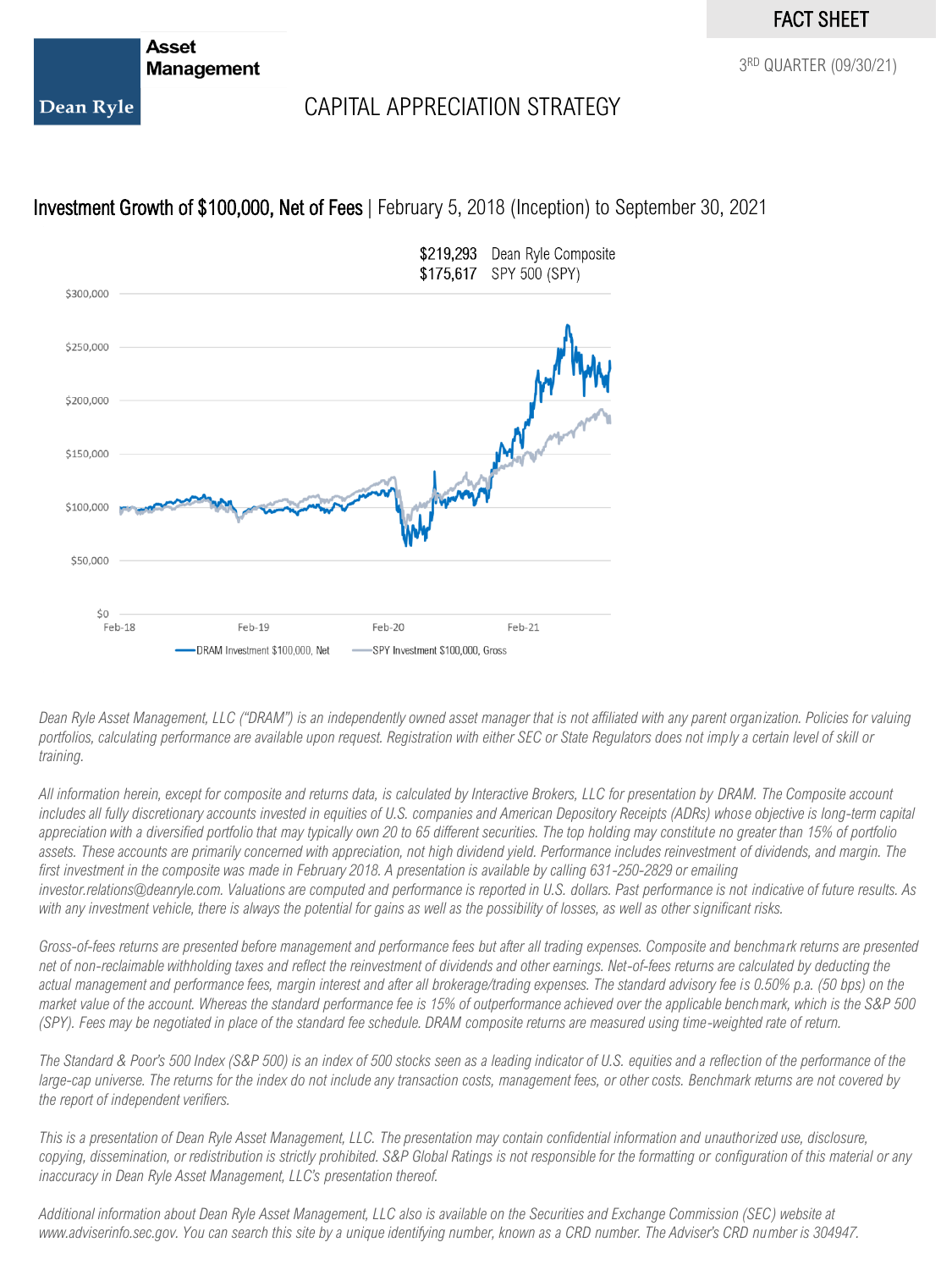FACT SHEET

3RD QUARTER (09/30/21)

Asset Management

Dean Ryle

# CAPITAL APPRECIATION STRATEGY

## Investment Growth of $100,000, Net of Fees | February 5, 2018 (Inception) to September 30, 2021

$219,293 Dean Ryle Composite
$175,617 SPY 500 (SPY)

$300,000
$250,000
$200,000
$150,000
$100,000
$50,000
$0

Feb-18
Feb-19
Feb-20
Feb-21

DRAM Investment $100,000, Net
SPY Investment $100,000, Gross

*Dean Ryle Asset Management, LLC ("DRAM") is an independently owned asset manager that is not affiliated with any parent organization. Policies for valuing portfolios, calculating performance are available upon request. Registration with either SEC or State Regulators does not imply a certain level of skill or training.*

*All information herein, except for composite and returns data, is calculated by Interactive Brokers, LLC for presentation by DRAM. The Composite account includes all fully discretionary accounts invested in equities of U.S. companies and American Depository Receipts (ADRs) whose objective is long-term capital appreciation with a diversified portfolio that may typically own 20 to 65 different securities. The top holding may constitute no greater than 15% of portfolio assets. These accounts are primarily concerned with appreciation, not high dividend yield. Performance includes reinvestment of dividends, and margin. The first investment in the composite was made in February 2018. A presentation is available by calling 631-250-2829 or emailing investor.relations@deanryle.com. Valuations are computed and performance is reported in U.S. dollars. Past performance is not indicative of future results. As with any investment vehicle, there is always the potential for gains as well as the possibility of losses, as well as other significant risks.*

*Gross-of-fees returns are presented before management and performance fees but after all trading expenses. Composite and benchmark returns are presented net of non-reclaimable withholding taxes and reflect the reinvestment of dividends and other earnings. Net-of-fees returns are calculated by deducting the actual management and performance fees, margin interest and after all brokerage/trading expenses. The standard advisory fee is 0.50% p.a. (50 bps) on the market value of the account. Whereas the standard performance fee is 15% of outperformance achieved over the applicable benchmark, which is the S&P 500 (SPY). Fees may be negotiated in place of the standard fee schedule. DRAM composite returns are measured using time-weighted rate of return.*

*The Standard & Poor's 500 Index (S&P 500) is an index of 500 stocks seen as a leading indicator of U.S. equities and a reflection of the performance of the large-cap universe. The returns for the index do not include any transaction costs, management fees, or other costs. Benchmark returns are not covered by the report of independent verifiers.*

*This is a presentation of Dean Ryle Asset Management, LLC. The presentation may contain confidential information and unauthorized use, disclosure, copying, dissemination, or redistribution is strictly prohibited. S&P Global Ratings is not responsible for the formatting or configuration of this material or any inaccuracy in Dean Ryle Asset Management, LLC's presentation thereof.*

*Additional information about Dean Ryle Asset Management, LLC also is available on the Securities and Exchange Commission (SEC) website at www.adviserinfo.sec.gov. You can search this site by a unique identifying number, known as a CRD number. The Adviser's CRD number is 304947.*